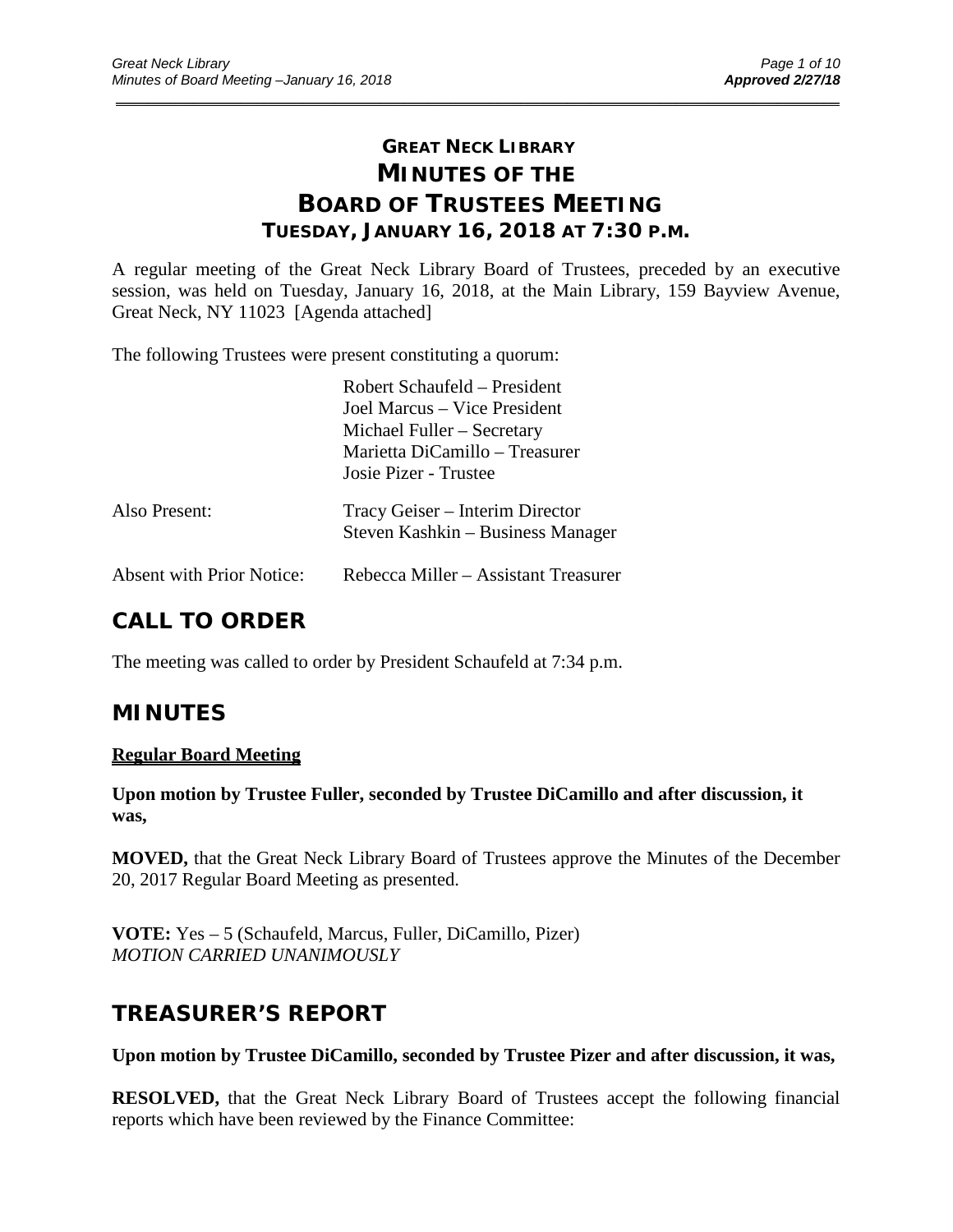# GREAT NECK LIBRARY
# MINUTES OF THE BOARD OF TRUSTEES MEETING
## TUESDAY, JANUARY 16, 2018 AT 7:30 P.M.

A regular meeting of the Great Neck Library Board of Trustees, preceded by an executive session, was held on Tuesday, January 16, 2018, at the Main Library, 159 Bayview Avenue, Great Neck, NY 11023 [Agenda attached]

The following Trustees were present constituting a quorum:

Robert Schaufeld – President
Joel Marcus – Vice President
Michael Fuller – Secretary
Marietta DiCamillo – Treasurer
Josie Pizer - Trustee

Also Present: Tracy Geiser – Interim Director
Steven Kashkin – Business Manager

Absent with Prior Notice: Rebecca Miller – Assistant Treasurer

## CALL TO ORDER

The meeting was called to order by President Schaufeld at 7:34 p.m.

## MINUTES

**Regular Board Meeting**

**Upon motion by Trustee Fuller, seconded by Trustee DiCamillo and after discussion, it was,**

**MOVED,** that the Great Neck Library Board of Trustees approve the Minutes of the December 20, 2017 Regular Board Meeting as presented.

**VOTE:** Yes – 5 (Schaufeld, Marcus, Fuller, DiCamillo, Pizer)
*MOTION CARRIED UNANIMOUSLY*

## TREASURER'S REPORT

**Upon motion by Trustee DiCamillo, seconded by Trustee Pizer and after discussion, it was,**

**RESOLVED,** that the Great Neck Library Board of Trustees accept the following financial reports which have been reviewed by the Finance Committee: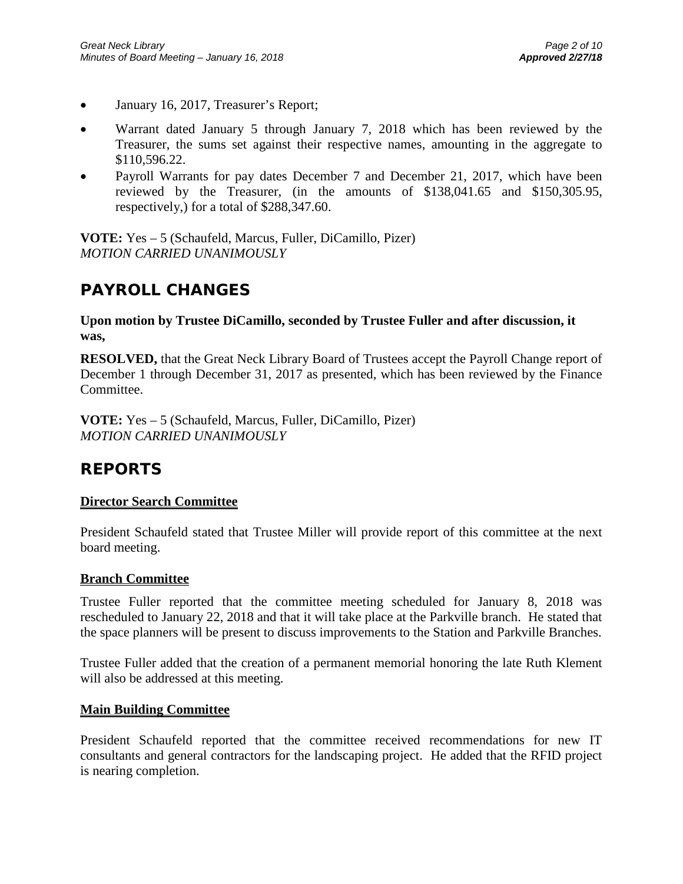- January 16, 2017, Treasurer's Report;
- Warrant dated January 5 through January 7, 2018 which has been reviewed by the Treasurer, the sums set against their respective names, amounting in the aggregate to $110,596.22.
- Payroll Warrants for pay dates December 7 and December 21, 2017, which have been reviewed by the Treasurer, (in the amounts of $138,041.65 and $150,305.95, respectively,) for a total of $288,347.60.

**VOTE:** Yes – 5 (Schaufeld, Marcus, Fuller, DiCamillo, Pizer)
*MOTION CARRIED UNANIMOUSLY*

## PAYROLL CHANGES

**Upon motion by Trustee DiCamillo, seconded by Trustee Fuller and after discussion, it was,**

**RESOLVED,** that the Great Neck Library Board of Trustees accept the Payroll Change report of December 1 through December 31, 2017 as presented, which has been reviewed by the Finance Committee.

**VOTE:** Yes – 5 (Schaufeld, Marcus, Fuller, DiCamillo, Pizer)
*MOTION CARRIED UNANIMOUSLY*

## REPORTS

### Director Search Committee

President Schaufeld stated that Trustee Miller will provide report of this committee at the next board meeting.

### Branch Committee

Trustee Fuller reported that the committee meeting scheduled for January 8, 2018 was rescheduled to January 22, 2018 and that it will take place at the Parkville branch. He stated that the space planners will be present to discuss improvements to the Station and Parkville Branches.

Trustee Fuller added that the creation of a permanent memorial honoring the late Ruth Klement will also be addressed at this meeting.

### Main Building Committee

President Schaufeld reported that the committee received recommendations for new IT consultants and general contractors for the landscaping project. He added that the RFID project is nearing completion.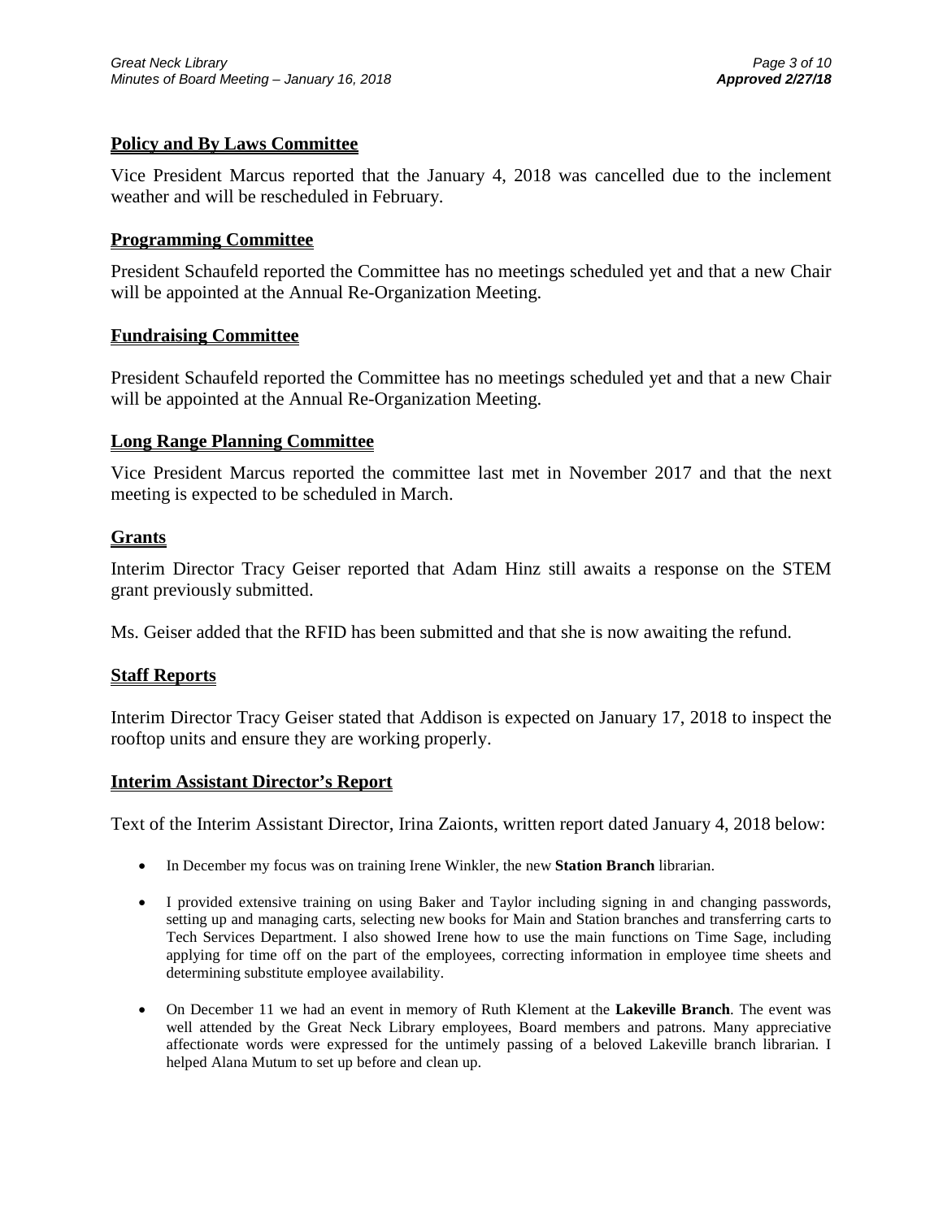## Policy and By Laws Committee

Vice President Marcus reported that the January 4, 2018 was cancelled due to the inclement weather and will be rescheduled in February.

## Programming Committee

President Schaufeld reported the Committee has no meetings scheduled yet and that a new Chair will be appointed at the Annual Re-Organization Meeting.

## Fundraising Committee

President Schaufeld reported the Committee has no meetings scheduled yet and that a new Chair will be appointed at the Annual Re-Organization Meeting.

## Long Range Planning Committee

Vice President Marcus reported the committee last met in November 2017 and that the next meeting is expected to be scheduled in March.

## Grants

Interim Director Tracy Geiser reported that Adam Hinz still awaits a response on the STEM grant previously submitted.

Ms. Geiser added that the RFID has been submitted and that she is now awaiting the refund.

## Staff Reports

Interim Director Tracy Geiser stated that Addison is expected on January 17, 2018 to inspect the rooftop units and ensure they are working properly.

## Interim Assistant Director's Report

Text of the Interim Assistant Director, Irina Zaionts, written report dated January 4, 2018 below:

- In December my focus was on training Irene Winkler, the new **Station Branch** librarian.
- I provided extensive training on using Baker and Taylor including signing in and changing passwords, setting up and managing carts, selecting new books for Main and Station branches and transferring carts to Tech Services Department. I also showed Irene how to use the main functions on Time Sage, including applying for time off on the part of the employees, correcting information in employee time sheets and determining substitute employee availability.
- On December 11 we had an event in memory of Ruth Klement at the **Lakeville Branch**. The event was well attended by the Great Neck Library employees, Board members and patrons. Many appreciative affectionate words were expressed for the untimely passing of a beloved Lakeville branch librarian. I helped Alana Mutum to set up before and clean up.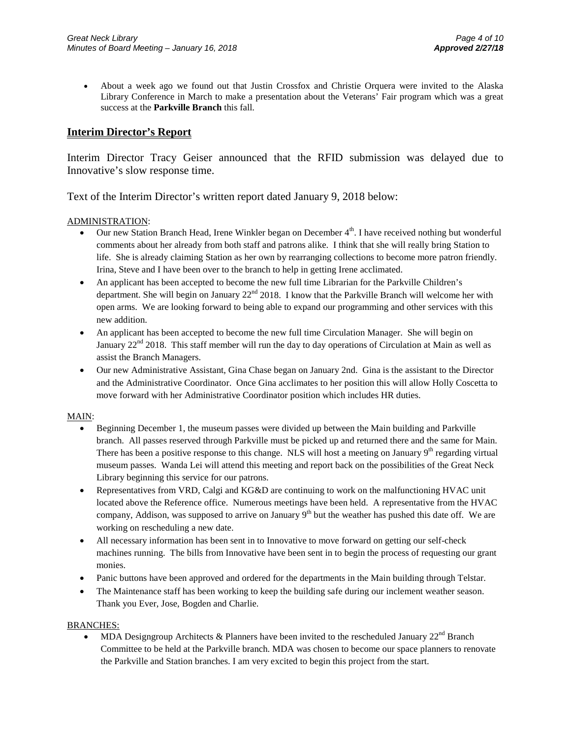- About a week ago we found out that Justin Crossfox and Christie Orquera were invited to the Alaska Library Conference in March to make a presentation about the Veterans' Fair program which was a great success at the **Parkville Branch** this fall.

## Interim Director's Report

Interim Director Tracy Geiser announced that the RFID submission was delayed due to Innovative's slow response time.

Text of the Interim Director's written report dated January 9, 2018 below:

ADMINISTRATION:

- Our new Station Branch Head, Irene Winkler began on December 4th. I have received nothing but wonderful comments about her already from both staff and patrons alike. I think that she will really bring Station to life. She is already claiming Station as her own by rearranging collections to become more patron friendly. Irina, Steve and I have been over to the branch to help in getting Irene acclimated.
- An applicant has been accepted to become the new full time Librarian for the Parkville Children's department. She will begin on January 22nd 2018. I know that the Parkville Branch will welcome her with open arms. We are looking forward to being able to expand our programming and other services with this new addition.
- An applicant has been accepted to become the new full time Circulation Manager. She will begin on January 22nd 2018. This staff member will run the day to day operations of Circulation at Main as well as assist the Branch Managers.
- Our new Administrative Assistant, Gina Chase began on January 2nd. Gina is the assistant to the Director and the Administrative Coordinator. Once Gina acclimates to her position this will allow Holly Coscetta to move forward with her Administrative Coordinator position which includes HR duties.

MAIN:

- Beginning December 1, the museum passes were divided up between the Main building and Parkville branch. All passes reserved through Parkville must be picked up and returned there and the same for Main. There has been a positive response to this change. NLS will host a meeting on January 9th regarding virtual museum passes. Wanda Lei will attend this meeting and report back on the possibilities of the Great Neck Library beginning this service for our patrons.
- Representatives from VRD, Calgi and KG&D are continuing to work on the malfunctioning HVAC unit located above the Reference office. Numerous meetings have been held. A representative from the HVAC company, Addison, was supposed to arrive on January 9th but the weather has pushed this date off. We are working on rescheduling a new date.
- All necessary information has been sent in to Innovative to move forward on getting our self-check machines running. The bills from Innovative have been sent in to begin the process of requesting our grant monies.
- Panic buttons have been approved and ordered for the departments in the Main building through Telstar.
- The Maintenance staff has been working to keep the building safe during our inclement weather season. Thank you Ever, Jose, Bogden and Charlie.

BRANCHES:

- MDA Designgroup Architects & Planners have been invited to the rescheduled January 22nd Branch Committee to be held at the Parkville branch. MDA was chosen to become our space planners to renovate the Parkville and Station branches. I am very excited to begin this project from the start.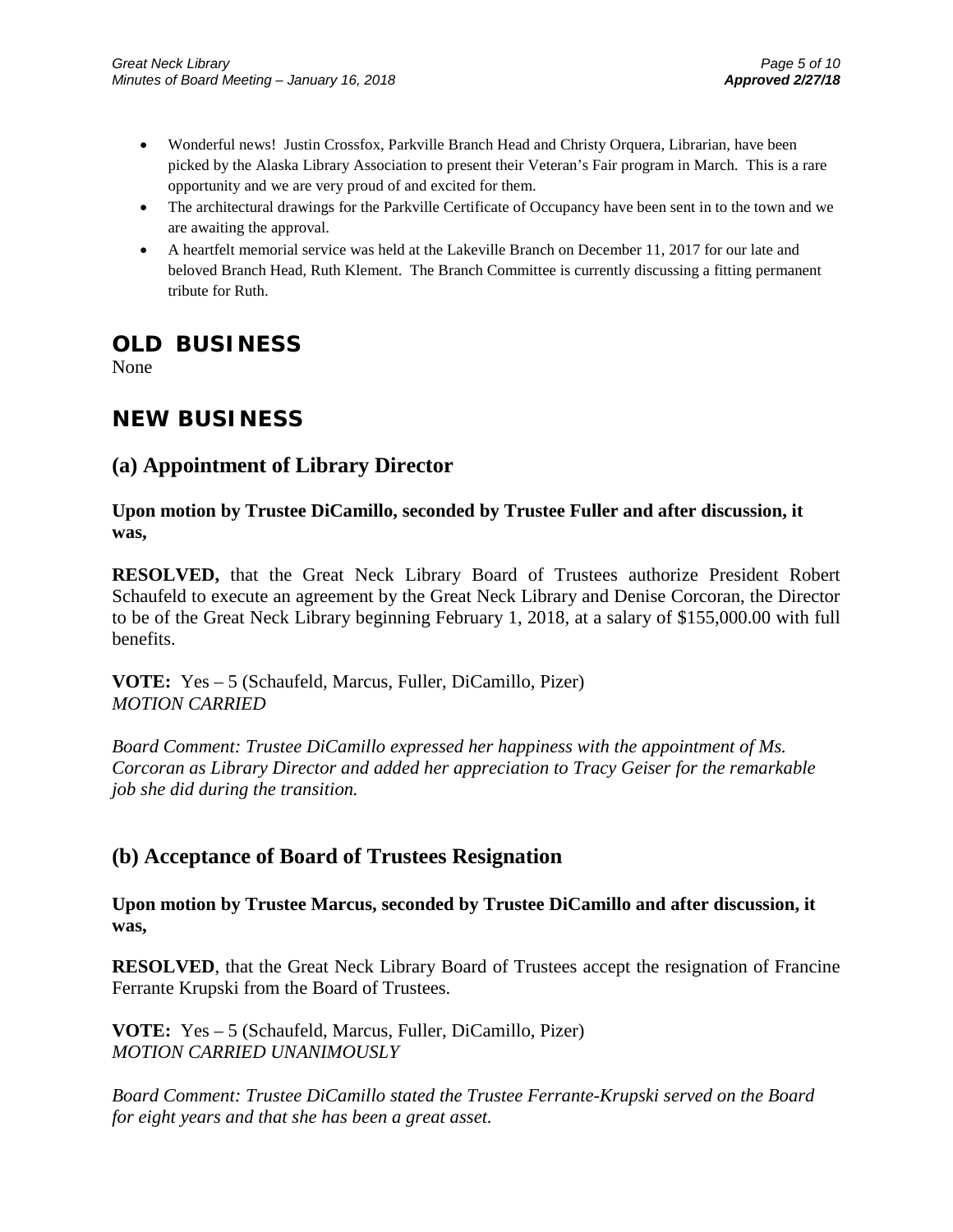- Wonderful news! Justin Crossfox, Parkville Branch Head and Christy Orquera, Librarian, have been picked by the Alaska Library Association to present their Veteran's Fair program in March. This is a rare opportunity and we are very proud of and excited for them.
- The architectural drawings for the Parkville Certificate of Occupancy have been sent in to the town and we are awaiting the approval.
- A heartfelt memorial service was held at the Lakeville Branch on December 11, 2017 for our late and beloved Branch Head, Ruth Klement. The Branch Committee is currently discussing a fitting permanent tribute for Ruth.

## OLD BUSINESS

None

## NEW BUSINESS

### (a) Appointment of Library Director

**Upon motion by Trustee DiCamillo, seconded by Trustee Fuller and after discussion, it was,**

**RESOLVED,** that the Great Neck Library Board of Trustees authorize President Robert Schaufeld to execute an agreement by the Great Neck Library and Denise Corcoran, the Director to be of the Great Neck Library beginning February 1, 2018, at a salary of $155,000.00 with full benefits.

**VOTE:** Yes – 5 (Schaufeld, Marcus, Fuller, DiCamillo, Pizer)
*MOTION CARRIED*

*Board Comment: Trustee DiCamillo expressed her happiness with the appointment of Ms. Corcoran as Library Director and added her appreciation to Tracy Geiser for the remarkable job she did during the transition.*

### (b) Acceptance of Board of Trustees Resignation

**Upon motion by Trustee Marcus, seconded by Trustee DiCamillo and after discussion, it was,**

**RESOLVED**, that the Great Neck Library Board of Trustees accept the resignation of Francine Ferrante Krupski from the Board of Trustees.

**VOTE:** Yes – 5 (Schaufeld, Marcus, Fuller, DiCamillo, Pizer)
*MOTION CARRIED UNANIMOUSLY*

*Board Comment: Trustee DiCamillo stated the Trustee Ferrante-Krupski served on the Board for eight years and that she has been a great asset.*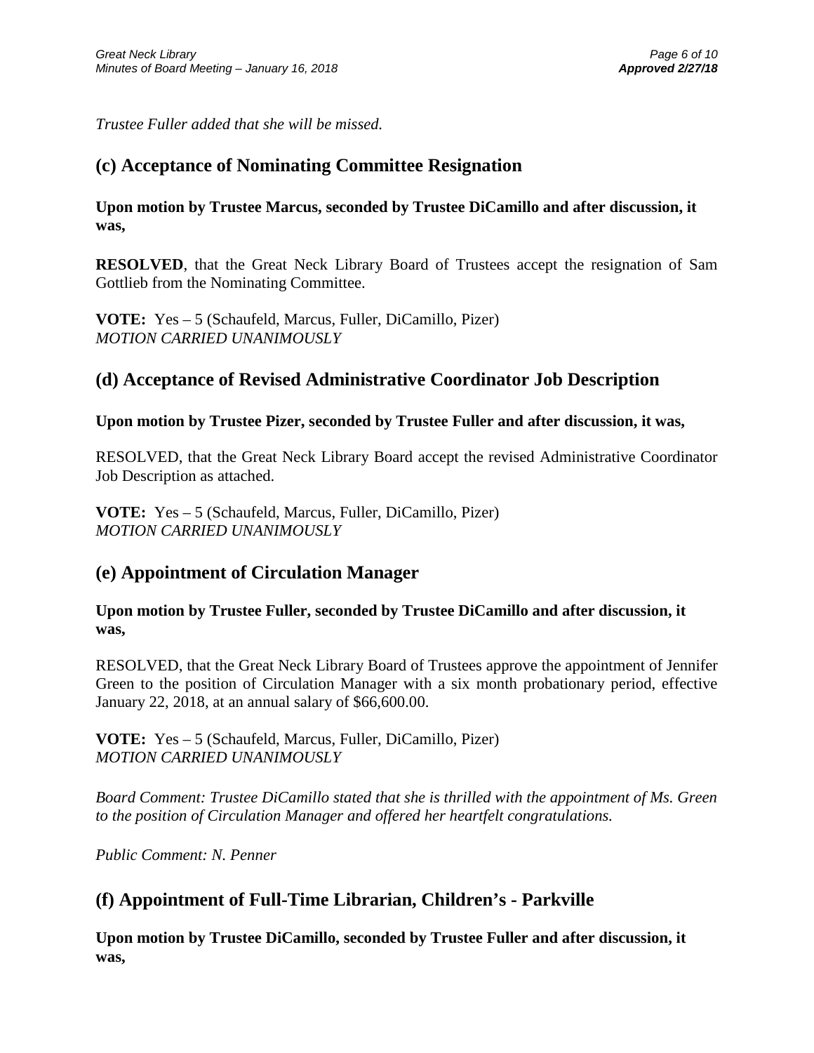*Trustee Fuller added that she will be missed.*

## (c) Acceptance of Nominating Committee Resignation

**Upon motion by Trustee Marcus, seconded by Trustee DiCamillo and after discussion, it was,**

**RESOLVED**, that the Great Neck Library Board of Trustees accept the resignation of Sam Gottlieb from the Nominating Committee.

**VOTE:** Yes – 5 (Schaufeld, Marcus, Fuller, DiCamillo, Pizer)
*MOTION CARRIED UNANIMOUSLY*

## (d) Acceptance of Revised Administrative Coordinator Job Description

**Upon motion by Trustee Pizer, seconded by Trustee Fuller and after discussion, it was,**

RESOLVED, that the Great Neck Library Board accept the revised Administrative Coordinator Job Description as attached.

**VOTE:** Yes – 5 (Schaufeld, Marcus, Fuller, DiCamillo, Pizer)
*MOTION CARRIED UNANIMOUSLY*

## (e) Appointment of Circulation Manager

**Upon motion by Trustee Fuller, seconded by Trustee DiCamillo and after discussion, it was,**

RESOLVED, that the Great Neck Library Board of Trustees approve the appointment of Jennifer Green to the position of Circulation Manager with a six month probationary period, effective January 22, 2018, at an annual salary of $66,600.00.

**VOTE:** Yes – 5 (Schaufeld, Marcus, Fuller, DiCamillo, Pizer)
*MOTION CARRIED UNANIMOUSLY*

*Board Comment: Trustee DiCamillo stated that she is thrilled with the appointment of Ms. Green to the position of Circulation Manager and offered her heartfelt congratulations.*

*Public Comment: N. Penner*

## (f) Appointment of Full-Time Librarian, Children's - Parkville

**Upon motion by Trustee DiCamillo, seconded by Trustee Fuller and after discussion, it was,**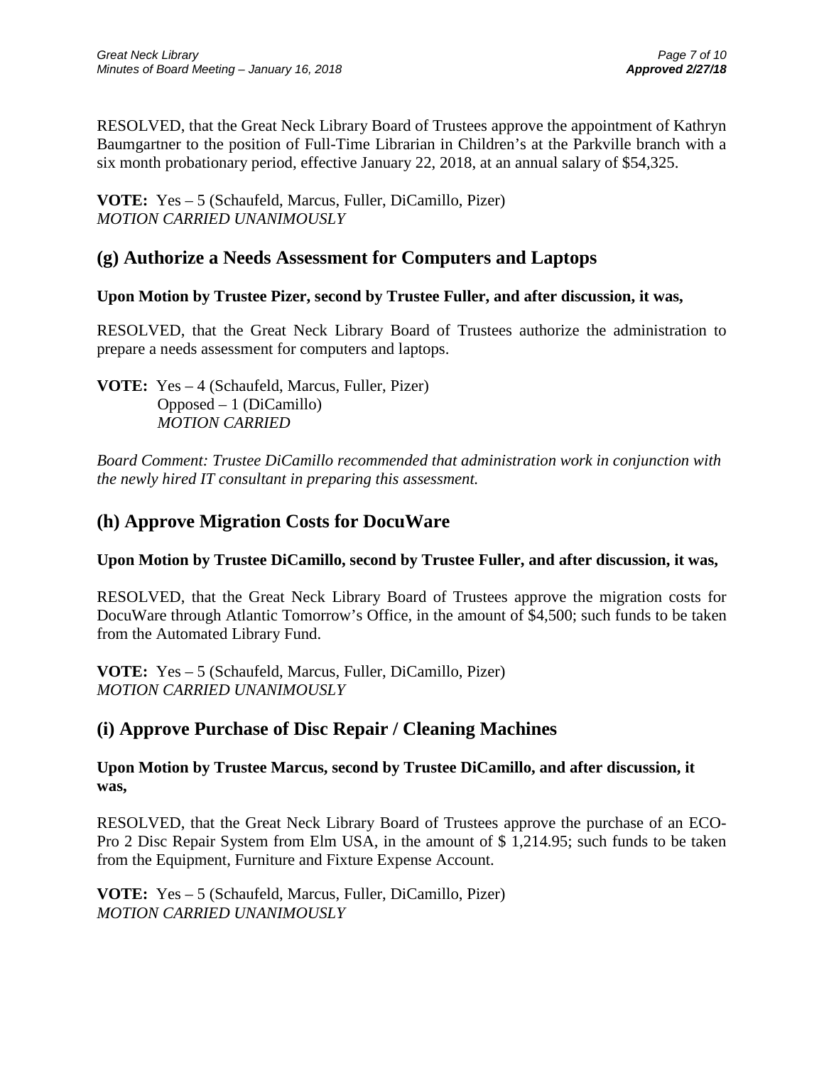RESOLVED, that the Great Neck Library Board of Trustees approve the appointment of Kathryn Baumgartner to the position of Full-Time Librarian in Children's at the Parkville branch with a six month probationary period, effective January 22, 2018, at an annual salary of $54,325.

**VOTE:** Yes – 5 (Schaufeld, Marcus, Fuller, DiCamillo, Pizer)
*MOTION CARRIED UNANIMOUSLY*

## (g) Authorize a Needs Assessment for Computers and Laptops

**Upon Motion by Trustee Pizer, second by Trustee Fuller, and after discussion, it was,**

RESOLVED, that the Great Neck Library Board of Trustees authorize the administration to prepare a needs assessment for computers and laptops.

**VOTE:** Yes – 4 (Schaufeld, Marcus, Fuller, Pizer)
Opposed – 1 (DiCamillo)
*MOTION CARRIED*

*Board Comment: Trustee DiCamillo recommended that administration work in conjunction with the newly hired IT consultant in preparing this assessment.*

## (h) Approve Migration Costs for DocuWare

**Upon Motion by Trustee DiCamillo, second by Trustee Fuller, and after discussion, it was,**

RESOLVED, that the Great Neck Library Board of Trustees approve the migration costs for DocuWare through Atlantic Tomorrow's Office, in the amount of $4,500; such funds to be taken from the Automated Library Fund.

**VOTE:** Yes – 5 (Schaufeld, Marcus, Fuller, DiCamillo, Pizer)
*MOTION CARRIED UNANIMOUSLY*

## (i) Approve Purchase of Disc Repair / Cleaning Machines

**Upon Motion by Trustee Marcus, second by Trustee DiCamillo, and after discussion, it was,**

RESOLVED, that the Great Neck Library Board of Trustees approve the purchase of an ECO-Pro 2 Disc Repair System from Elm USA, in the amount of $ 1,214.95; such funds to be taken from the Equipment, Furniture and Fixture Expense Account.

**VOTE:** Yes – 5 (Schaufeld, Marcus, Fuller, DiCamillo, Pizer)
*MOTION CARRIED UNANIMOUSLY*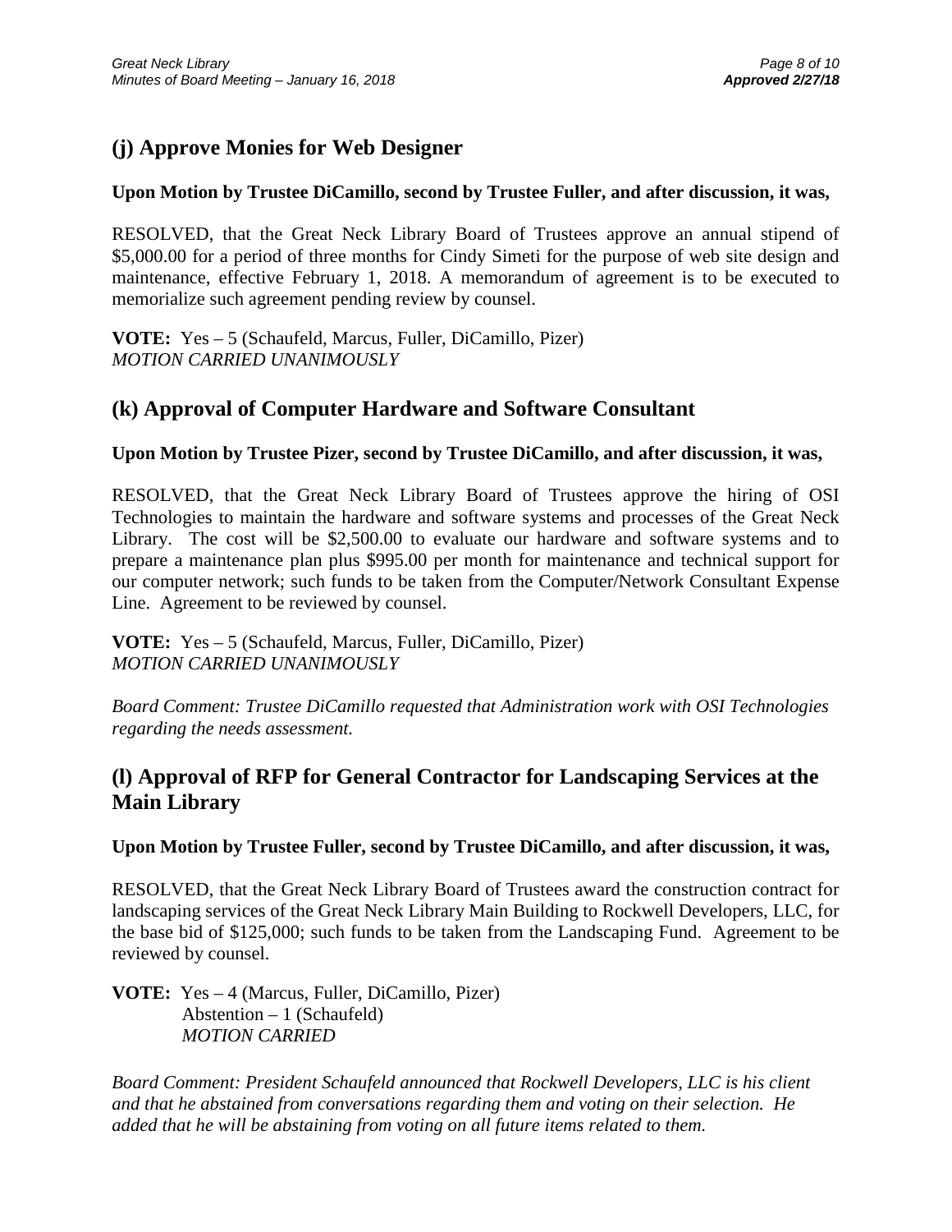## (j) Approve Monies for Web Designer

**Upon Motion by Trustee DiCamillo, second by Trustee Fuller, and after discussion, it was,**

RESOLVED, that the Great Neck Library Board of Trustees approve an annual stipend of $5,000.00 for a period of three months for Cindy Simeti for the purpose of web site design and maintenance, effective February 1, 2018. A memorandum of agreement is to be executed to memorialize such agreement pending review by counsel.

**VOTE:** Yes – 5 (Schaufeld, Marcus, Fuller, DiCamillo, Pizer)
*MOTION CARRIED UNANIMOUSLY*

## (k) Approval of Computer Hardware and Software Consultant

**Upon Motion by Trustee Pizer, second by Trustee DiCamillo, and after discussion, it was,**

RESOLVED, that the Great Neck Library Board of Trustees approve the hiring of OSI Technologies to maintain the hardware and software systems and processes of the Great Neck Library. The cost will be $2,500.00 to evaluate our hardware and software systems and to prepare a maintenance plan plus $995.00 per month for maintenance and technical support for our computer network; such funds to be taken from the Computer/Network Consultant Expense Line. Agreement to be reviewed by counsel.

**VOTE:** Yes – 5 (Schaufeld, Marcus, Fuller, DiCamillo, Pizer)
*MOTION CARRIED UNANIMOUSLY*

*Board Comment: Trustee DiCamillo requested that Administration work with OSI Technologies regarding the needs assessment.*

## (l) Approval of RFP for General Contractor for Landscaping Services at the Main Library

**Upon Motion by Trustee Fuller, second by Trustee DiCamillo, and after discussion, it was,**

RESOLVED, that the Great Neck Library Board of Trustees award the construction contract for landscaping services of the Great Neck Library Main Building to Rockwell Developers, LLC, for the base bid of $125,000; such funds to be taken from the Landscaping Fund. Agreement to be reviewed by counsel.

**VOTE:** Yes – 4 (Marcus, Fuller, DiCamillo, Pizer)
Abstention – 1 (Schaufeld)
*MOTION CARRIED*

*Board Comment: President Schaufeld announced that Rockwell Developers, LLC is his client and that he abstained from conversations regarding them and voting on their selection. He added that he will be abstaining from voting on all future items related to them.*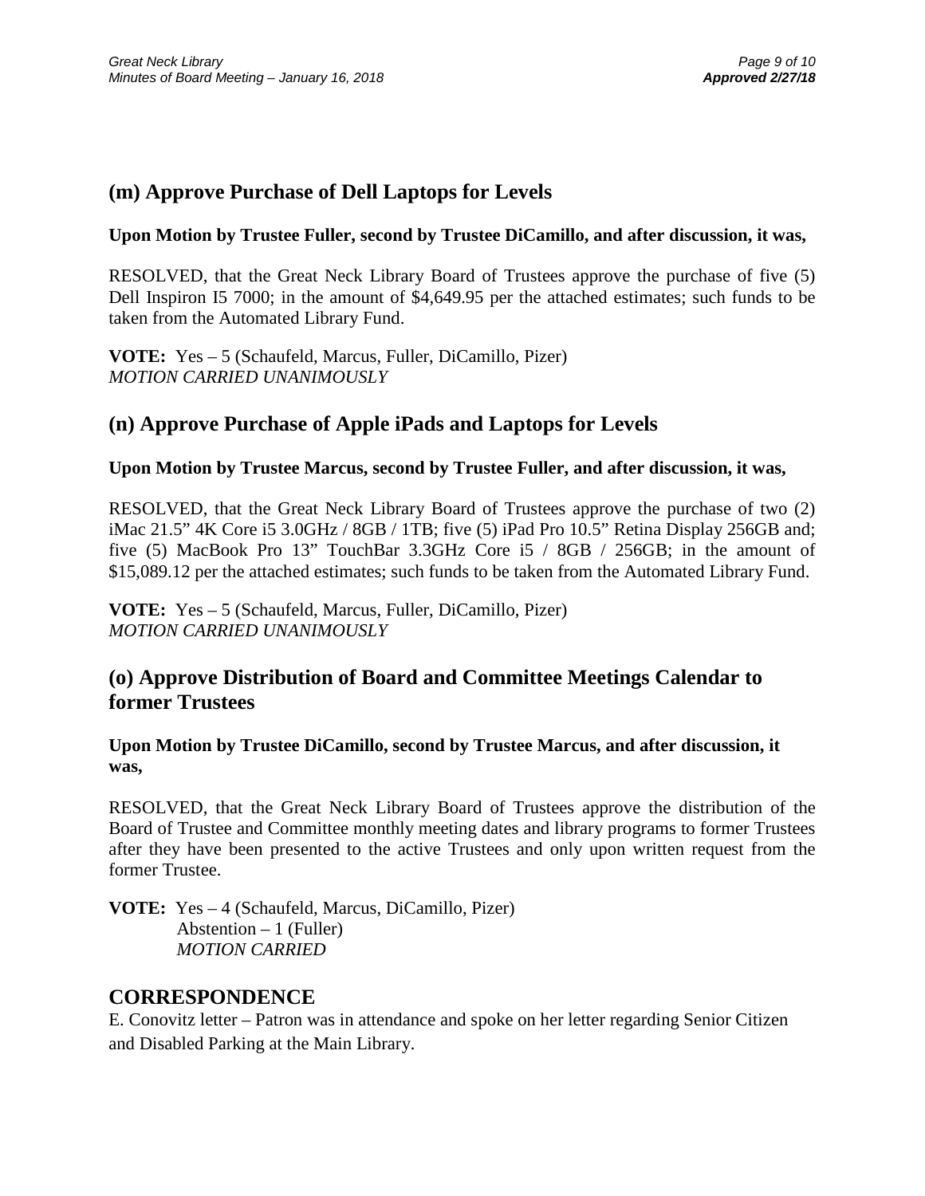## (m) Approve Purchase of Dell Laptops for Levels

**Upon Motion by Trustee Fuller, second by Trustee DiCamillo, and after discussion, it was,**

RESOLVED, that the Great Neck Library Board of Trustees approve the purchase of five (5) Dell Inspiron I5 7000; in the amount of $4,649.95 per the attached estimates; such funds to be taken from the Automated Library Fund.

**VOTE:** Yes – 5 (Schaufeld, Marcus, Fuller, DiCamillo, Pizer)
*MOTION CARRIED UNANIMOUSLY*

## (n) Approve Purchase of Apple iPads and Laptops for Levels

**Upon Motion by Trustee Marcus, second by Trustee Fuller, and after discussion, it was,**

RESOLVED, that the Great Neck Library Board of Trustees approve the purchase of two (2) iMac 21.5" 4K Core i5 3.0GHz / 8GB / 1TB; five (5) iPad Pro 10.5" Retina Display 256GB and; five (5) MacBook Pro 13" TouchBar 3.3GHz Core i5 / 8GB / 256GB; in the amount of $15,089.12 per the attached estimates; such funds to be taken from the Automated Library Fund.

**VOTE:** Yes – 5 (Schaufeld, Marcus, Fuller, DiCamillo, Pizer)
*MOTION CARRIED UNANIMOUSLY*

## (o) Approve Distribution of Board and Committee Meetings Calendar to former Trustees

**Upon Motion by Trustee DiCamillo, second by Trustee Marcus, and after discussion, it was,**

RESOLVED, that the Great Neck Library Board of Trustees approve the distribution of the Board of Trustee and Committee monthly meeting dates and library programs to former Trustees after they have been presented to the active Trustees and only upon written request from the former Trustee.

**VOTE:** Yes – 4 (Schaufeld, Marcus, DiCamillo, Pizer)
Abstention – 1 (Fuller)
*MOTION CARRIED*

## CORRESPONDENCE

E. Conovitz letter – Patron was in attendance and spoke on her letter regarding Senior Citizen and Disabled Parking at the Main Library.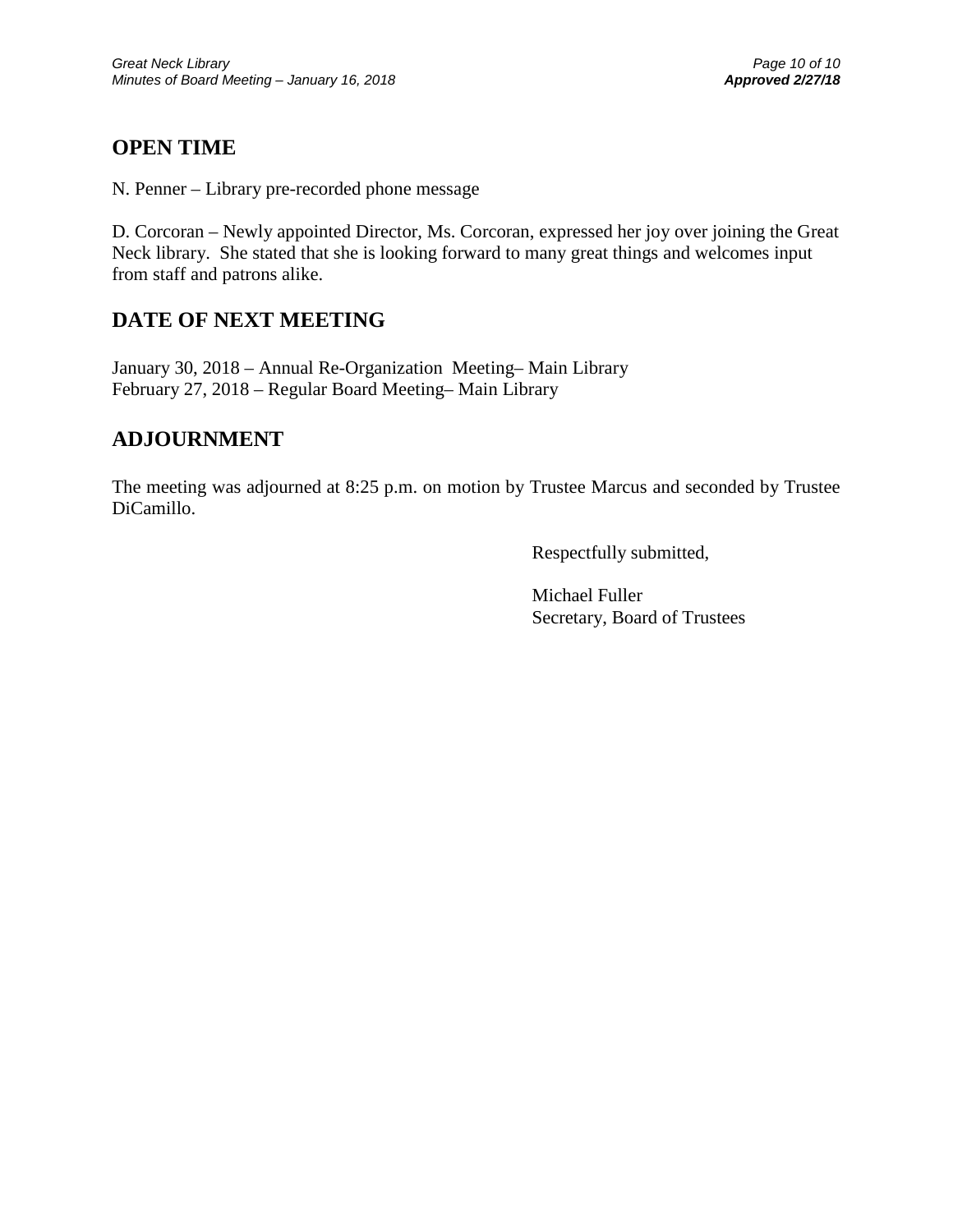## OPEN TIME

N. Penner – Library pre-recorded phone message

D. Corcoran – Newly appointed Director, Ms. Corcoran, expressed her joy over joining the Great Neck library. She stated that she is looking forward to many great things and welcomes input from staff and patrons alike.

## DATE OF NEXT MEETING

January 30, 2018 – Annual Re-Organization Meeting– Main Library
February 27, 2018 – Regular Board Meeting– Main Library

## ADJOURNMENT

The meeting was adjourned at 8:25 p.m. on motion by Trustee Marcus and seconded by Trustee DiCamillo.

Respectfully submitted,

Michael Fuller
Secretary, Board of Trustees